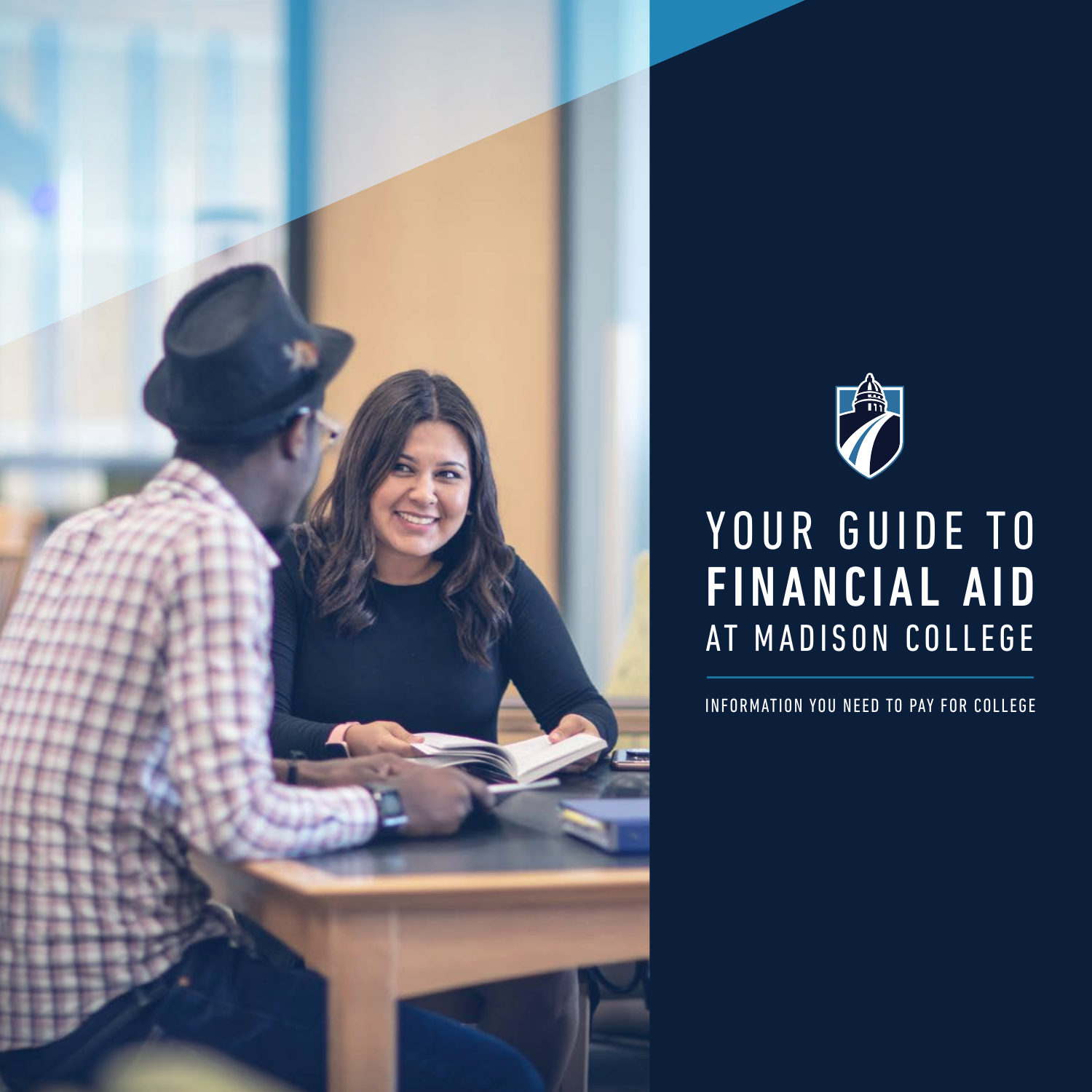# YOUR GUIDE TO FINANCIAL AID AT MADISON COLLEGE

INFORMATION YOU NEED TO PAY FOR COLLEGE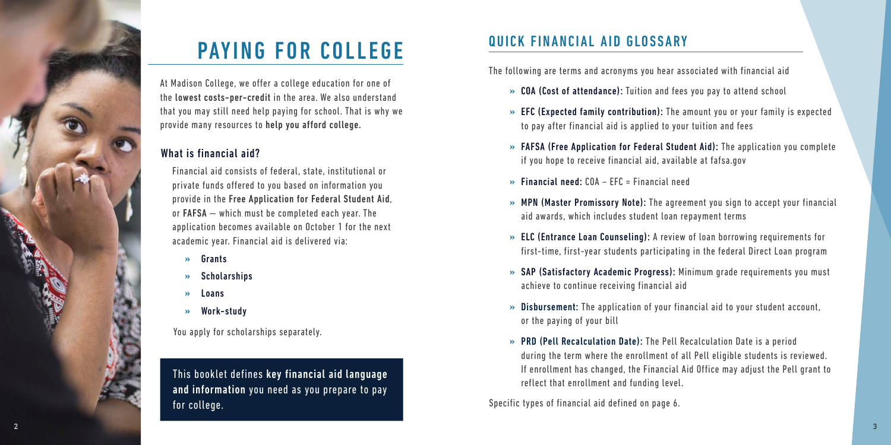# PAYING FOR COLLEGE

At Madison College, we offer a college education for one of the **lowest costs-per-credit** in the area. We also understand that you may still need help paying for school. That is why we provide many resources to **help you afford college.**

## What is financial aid?

Financial aid consists of federal, state, institutional or private funds offered to you based on information you provide in the **Free Application for Federal Student Aid**, or **FAFSA** — which must be completed each year. The application becomes available on October 1 for the next academic year. Financial aid is delivered via:

- **Grants**
- **Scholarships**
- **Loans**
- **Work-study**

You apply for scholarships separately.

This booklet defines **key financial aid language and information** you need as you prepare to pay for college.

## QUICK FINANCIAL AID GLOSSARY

The following are terms and acronyms you hear associated with financial aid

- **COA (Cost of attendance):** Tuition and fees you pay to attend school
- **EFC (Expected family contribution):** The amount you or your family is expected to pay after financial aid is applied to your tuition and fees
- **FAFSA (Free Application for Federal Student Aid):** The application you complete if you hope to receive financial aid, available at fafsa.gov
- **Financial need:** COA – EFC = Financial need
- **MPN (Master Promissory Note):** The agreement you sign to accept your financial aid awards, which includes student loan repayment terms
- **ELC (Entrance Loan Counseling):** A review of loan borrowing requirements for first-time, first-year students participating in the federal Direct Loan program
- **SAP (Satisfactory Academic Progress):** Minimum grade requirements you must achieve to continue receiving financial aid
- **Disbursement:** The application of your financial aid to your student account, or the paying of your bill
- **PRD (Pell Recalculation Date):** The Pell Recalculation Date is a period during the term where the enrollment of all Pell eligible students is reviewed. If enrollment has changed, the Financial Aid Office may adjust the Pell grant to reflect that enrollment and funding level.

Specific types of financial aid defined on page 6.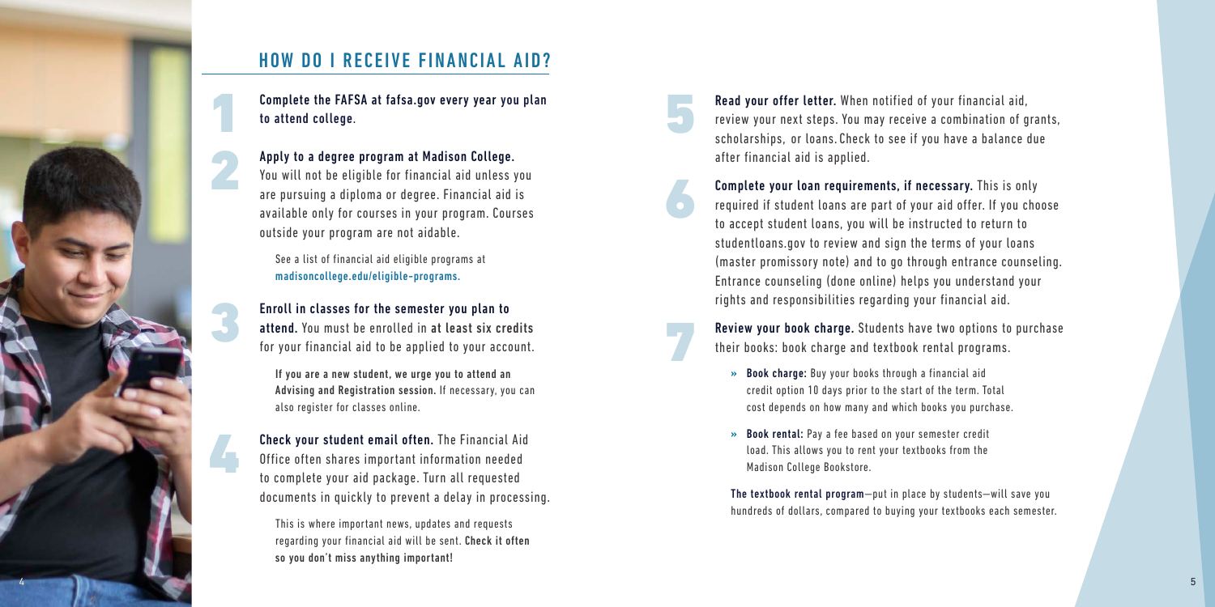## HOW DO I RECEIVE FINANCIAL AID?

1. **Complete the FAFSA at fafsa.gov every year you plan to attend college**.

2. **Apply to a degree program at Madison College.** You will not be eligible for financial aid unless you are pursuing a diploma or degree. Financial aid is available only for courses in your program. Courses outside your program are not aidable.

   See a list of financial aid eligible programs at **madisoncollege.edu/eligible-programs**.

3. **Enroll in classes for the semester you plan to attend.** You must be enrolled in **at least six credits** for your financial aid to be applied to your account.

   **If you are a new student, we urge you to attend an Advising and Registration session.** If necessary, you can also register for classes online.

4. **Check your student email often.** The Financial Aid Office often shares important information needed to complete your aid package. Turn all requested documents in quickly to prevent a delay in processing.

   This is where important news, updates and requests regarding your financial aid will be sent. **Check it often so you don't miss anything important!**

5. **Read your offer letter.** When notified of your financial aid, review your next steps. You may receive a combination of grants, scholarships, or loans. Check to see if you have a balance due after financial aid is applied.

6. **Complete your loan requirements, if necessary.** This is only required if student loans are part of your aid offer. If you choose to accept student loans, you will be instructed to return to studentloans.gov to review and sign the terms of your loans (master promissory note) and to go through entrance counseling. Entrance counseling (done online) helps you understand your rights and responsibilities regarding your financial aid.

7. **Review your book charge.** Students have two options to purchase their books: book charge and textbook rental programs.

   - **Book charge:** Buy your books through a financial aid credit option 10 days prior to the start of the term. Total cost depends on how many and which books you purchase.
   - **Book rental:** Pay a fee based on your semester credit load. This allows you to rent your textbooks from the Madison College Bookstore.

   **The textbook rental program**—put in place by students—will save you hundreds of dollars, compared to buying your textbooks each semester.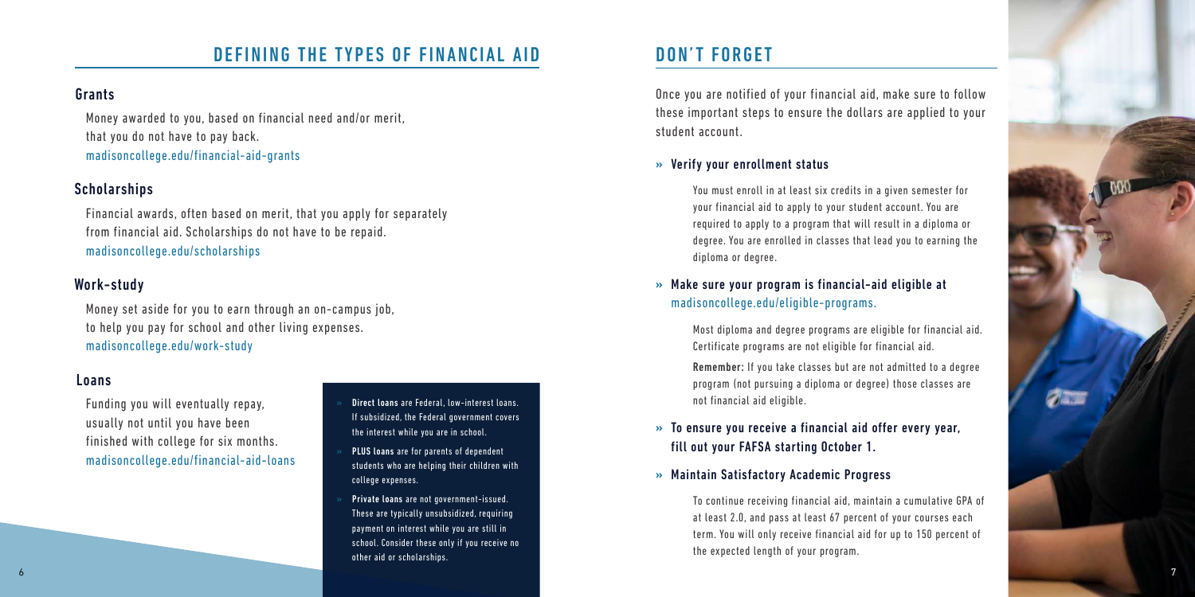## DEFINING THE TYPES OF FINANCIAL AID

### Grants

Money awarded to you, based on financial need and/or merit, that you do not have to pay back.
madisoncollege.edu/financial-aid-grants

### Scholarships

Financial awards, often based on merit, that you apply for separately from financial aid. Scholarships do not have to be repaid.
madisoncollege.edu/scholarships

### Work-study

Money set aside for you to earn through an on-campus job, to help you pay for school and other living expenses.
madisoncollege.edu/work-study

### Loans

Funding you will eventually repay, usually not until you have been finished with college for six months.
madisoncollege.edu/financial-aid-loans

- **Direct loans** are Federal, low-interest loans. If subsidized, the Federal government covers the interest while you are in school.
- **PLUS loans** are for parents of dependent students who are helping their children with college expenses.
- **Private loans** are not government-issued. These are typically unsubsidized, requiring payment on interest while you are still in school. Consider these only if you receive no other aid or scholarships.

## DON'T FORGET

Once you are notified of your financial aid, make sure to follow these important steps to ensure the dollars are applied to your student account.

### » Verify your enrollment status

You must enroll in at least six credits in a given semester for your financial aid to apply to your student account. You are required to apply to a program that will result in a diploma or degree. You are enrolled in classes that lead you to earning the diploma or degree.

### » Make sure your program is financial-aid eligible at madisoncollege.edu/eligible-programs.

Most diploma and degree programs are eligible for financial aid. Certificate programs are not eligible for financial aid.

**Remember:** If you take classes but are not admitted to a degree program (not pursuing a diploma or degree) those classes are not financial aid eligible.

### » To ensure you receive a financial aid offer every year, fill out your FAFSA starting October 1.

### » Maintain Satisfactory Academic Progress

To continue receiving financial aid, maintain a cumulative GPA of at least 2.0, and pass at least 67 percent of your courses each term. You will only receive financial aid for up to 150 percent of the expected length of your program.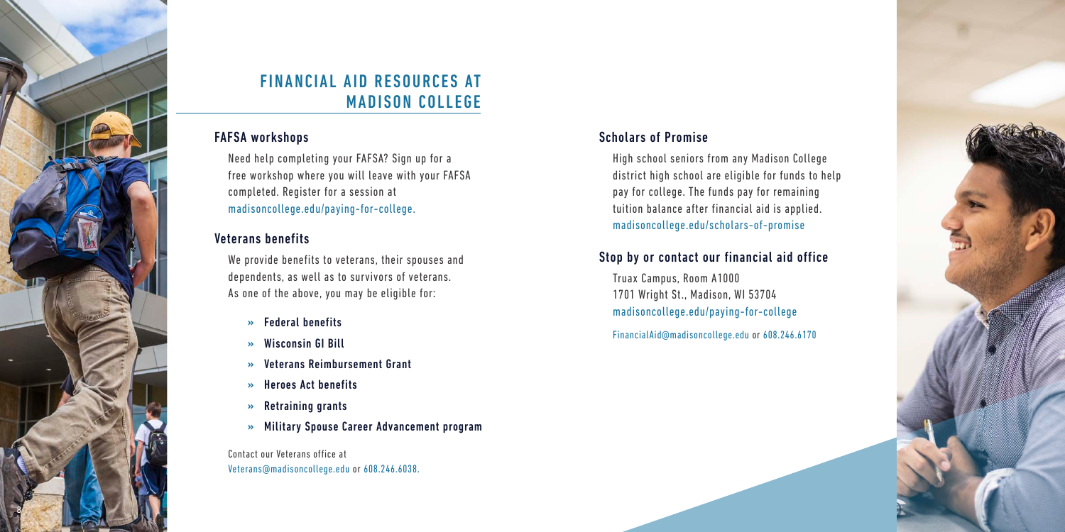# FINANCIAL AID RESOURCES AT MADISON COLLEGE

## FAFSA workshops

Need help completing your FAFSA? Sign up for a free workshop where you will leave with your FAFSA completed. Register for a session at madisoncollege.edu/paying-for-college.

## Veterans benefits

We provide benefits to veterans, their spouses and dependents, as well as to survivors of veterans. As one of the above, you may be eligible for:

- **Federal benefits**
- **Wisconsin GI Bill**
- **Veterans Reimbursement Grant**
- **Heroes Act benefits**
- **Retraining grants**
- **Military Spouse Career Advancement program**

Contact our Veterans office at Veterans@madisoncollege.edu or 608.246.6038.

## Scholars of Promise

High school seniors from any Madison College district high school are eligible for funds to help pay for college. The funds pay for remaining tuition balance after financial aid is applied. madisoncollege.edu/scholars-of-promise

## Stop by or contact our financial aid office

Truax Campus, Room A1000
1701 Wright St., Madison, WI 53704
madisoncollege.edu/paying-for-college

FinancialAid@madisoncollege.edu or 608.246.6170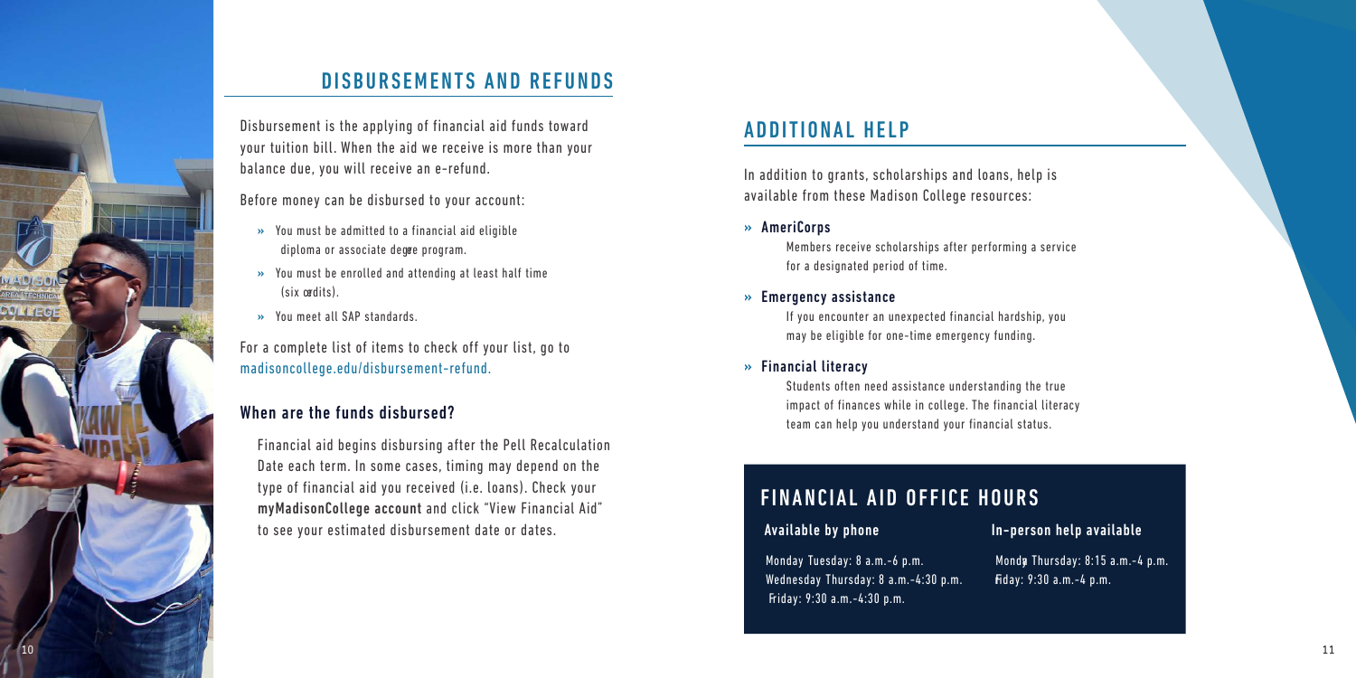## DISBURSEMENTS AND REFUNDS

Disbursement is the applying of financial aid funds toward your tuition bill. When the aid we receive is more than your balance due, you will receive an e-refund.

Before money can be disbursed to your account:

- You must be admitted to a financial aid eligible diploma or associate degree program.
- You must be enrolled and attending at least half time (six credits).
- You meet all SAP standards.

For a complete list of items to check off your list, go to madisoncollege.edu/disbursement-refund.

### When are the funds disbursed?

Financial aid begins disbursing after the Pell Recalculation Date each term. In some cases, timing may depend on the type of financial aid you received (i.e. loans). Check your **myMadisonCollege account** and click "View Financial Aid" to see your estimated disbursement date or dates.

## ADDITIONAL HELP

In addition to grants, scholarships and loans, help is available from these Madison College resources:

- **AmeriCorps**
  
  Members receive scholarships after performing a service for a designated period of time.

- **Emergency assistance**
  
  If you encounter an unexpected financial hardship, you may be eligible for one-time emergency funding.

- **Financial literacy**
  
  Students often need assistance understanding the true impact of finances while in college. The financial literacy team can help you understand your financial status.

## FINANCIAL AID OFFICE HOURS

### Available by phone

Monday Tuesday: 8 a.m.-6 p.m.
Wednesday Thursday: 8 a.m.-4:30 p.m.
Friday: 9:30 a.m.-4:30 p.m.

### In-person help available

Monday Thursday: 8:15 a.m.-4 p.m.
Friday: 9:30 a.m.-4 p.m.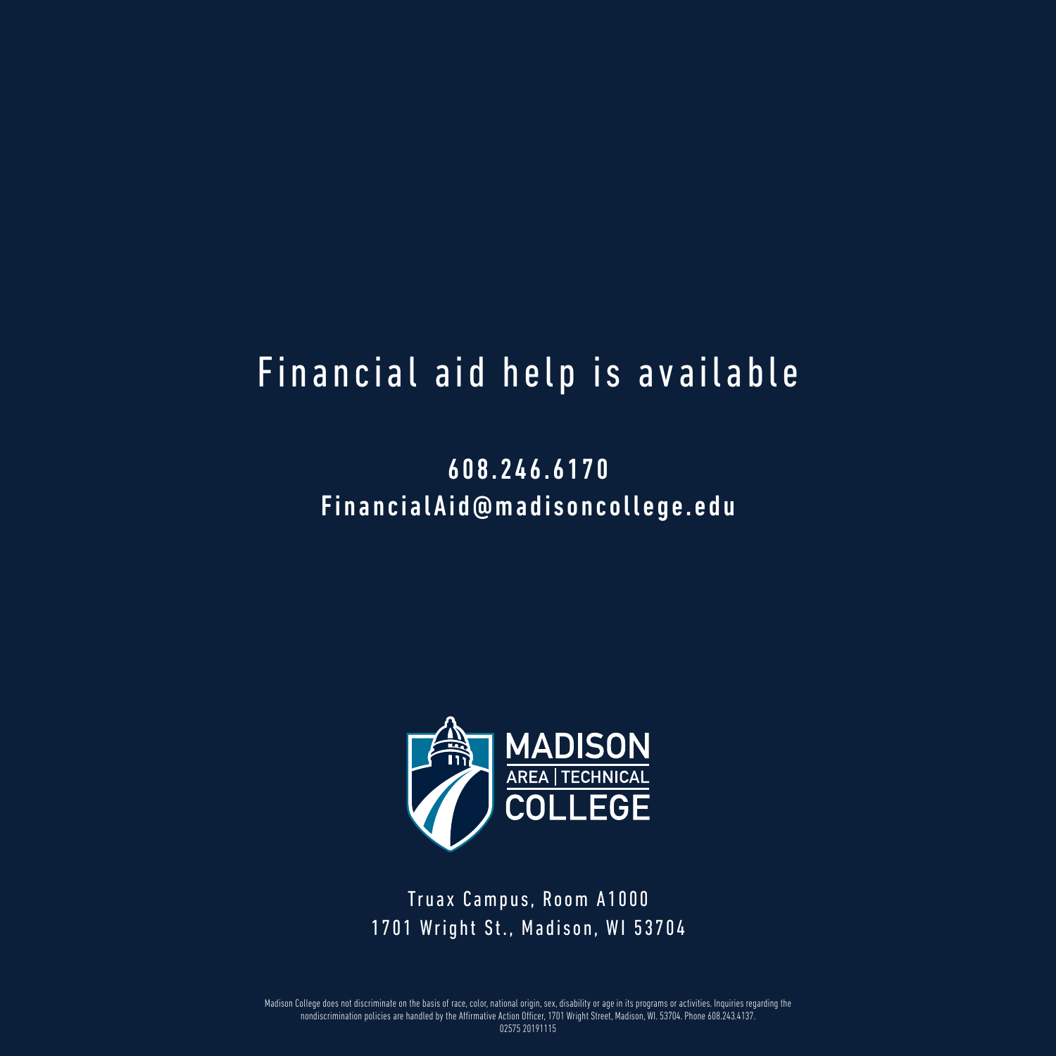# Financial aid help is available

**608.246.6170**
**FinancialAid@madisoncollege.edu**

MADISON AREA | TECHNICAL COLLEGE

Truax Campus, Room A1000
1701 Wright St., Madison, WI 53704

Madison College does not discriminate on the basis of race, color, national origin, sex, disability or age in its programs or activities. Inquiries regarding the nondiscrimination policies are handled by the Affirmative Action Officer, 1701 Wright Street, Madison, WI. 53704. Phone 608.243.4137.
02575 20191115